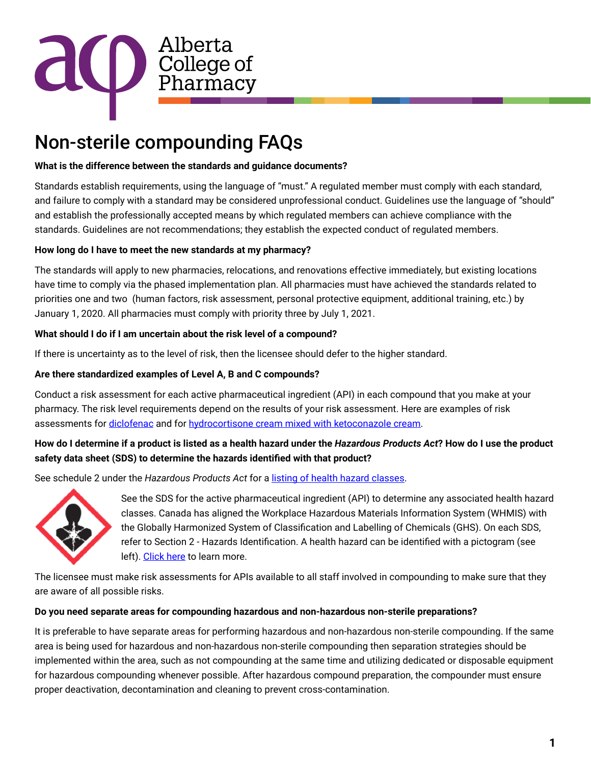Alberta College of Pharmacy

# Non-sterile compounding FAQs

**What is the difference between the standards and guidance documents?**

Standards establish requirements, using the language of "must." A regulated member must comply with each standard, and failure to comply with a standard may be considered unprofessional conduct. Guidelines use the language of "should" and establish the professionally accepted means by which regulated members can achieve compliance with the standards. Guidelines are not recommendations; they establish the expected conduct of regulated members.

**How long do I have to meet the new standards at my pharmacy?**

The standards will apply to new pharmacies, relocations, and renovations effective immediately, but existing locations have time to comply via the phased implementation plan. All pharmacies must have achieved the standards related to priorities one and two (human factors, risk assessment, personal protective equipment, additional training, etc.) by January 1, 2020. All pharmacies must comply with priority three by July 1, 2021.

**What should I do if I am uncertain about the risk level of a compound?**

If there is uncertainty as to the level of risk, then the licensee should defer to the higher standard.

**Are there standardized examples of Level A, B and C compounds?**

Conduct a risk assessment for each active pharmaceutical ingredient (API) in each compound that you make at your pharmacy. The risk level requirements depend on the results of your risk assessment. Here are examples of risk assessments for diclofenac and for hydrocortisone cream mixed with ketoconazole cream.

**How do I determine if a product is listed as a health hazard under the *Hazardous Products Act*? How do I use the product safety data sheet (SDS) to determine the hazards identified with that product?**

See schedule 2 under the *Hazardous Products Act* for a listing of health hazard classes.

See the SDS for the active pharmaceutical ingredient (API) to determine any associated health hazard classes. Canada has aligned the Workplace Hazardous Materials Information System (WHMIS) with the Globally Harmonized System of Classification and Labelling of Chemicals (GHS). On each SDS, refer to Section 2 - Hazards Identification. A health hazard can be identified with a pictogram (see left). Click here to learn more.

The licensee must make risk assessments for APIs available to all staff involved in compounding to make sure that they are aware of all possible risks.

**Do you need separate areas for compounding hazardous and non-hazardous non-sterile preparations?**

It is preferable to have separate areas for performing hazardous and non-hazardous non-sterile compounding. If the same area is being used for hazardous and non-hazardous non-sterile compounding then separation strategies should be implemented within the area, such as not compounding at the same time and utilizing dedicated or disposable equipment for hazardous compounding whenever possible. After hazardous compound preparation, the compounder must ensure proper deactivation, decontamination and cleaning to prevent cross-contamination.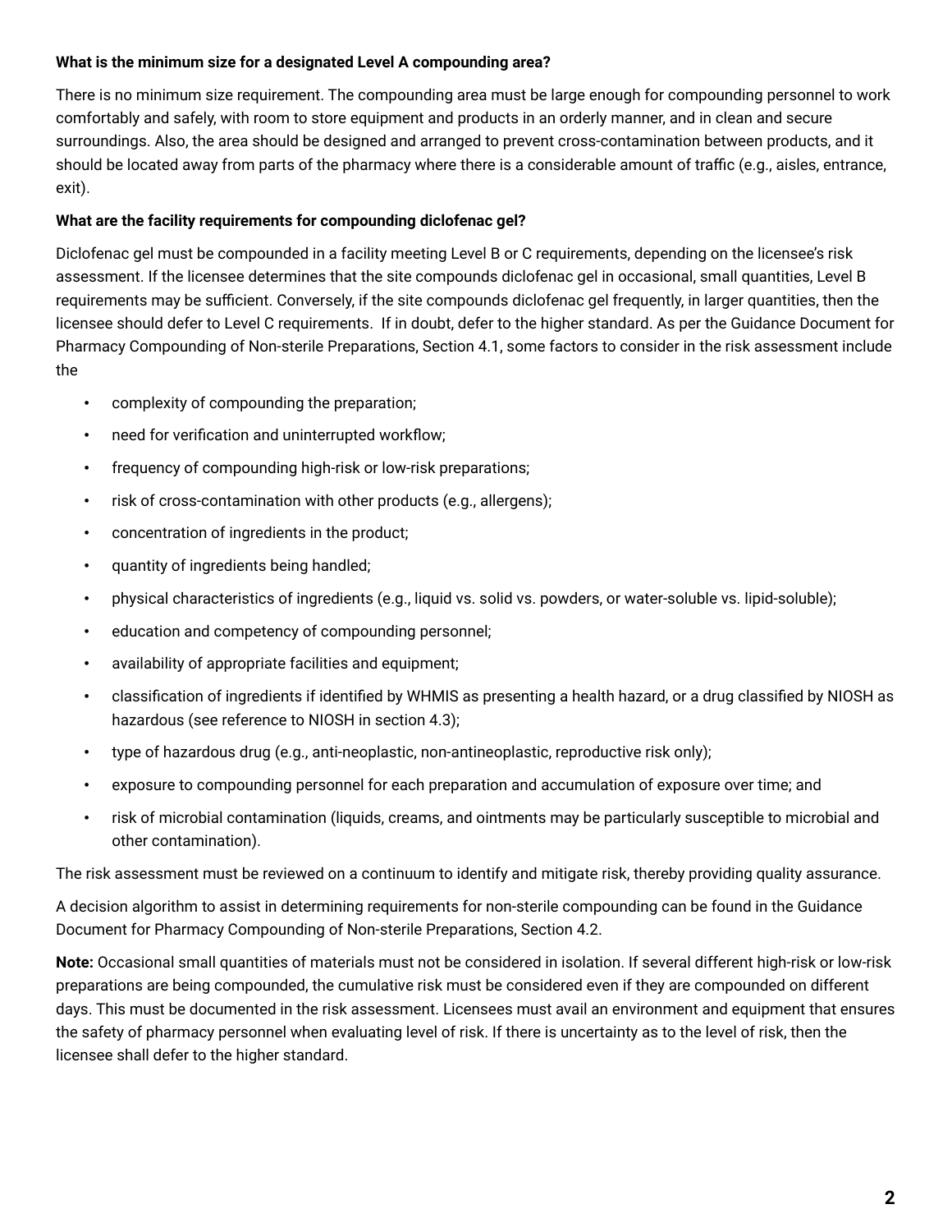**What is the minimum size for a designated Level A compounding area?**

There is no minimum size requirement. The compounding area must be large enough for compounding personnel to work comfortably and safely, with room to store equipment and products in an orderly manner, and in clean and secure surroundings. Also, the area should be designed and arranged to prevent cross-contamination between products, and it should be located away from parts of the pharmacy where there is a considerable amount of traffic (e.g., aisles, entrance, exit).

**What are the facility requirements for compounding diclofenac gel?**

Diclofenac gel must be compounded in a facility meeting Level B or C requirements, depending on the licensee's risk assessment. If the licensee determines that the site compounds diclofenac gel in occasional, small quantities, Level B requirements may be sufficient. Conversely, if the site compounds diclofenac gel frequently, in larger quantities, then the licensee should defer to Level C requirements. If in doubt, defer to the higher standard. As per the Guidance Document for Pharmacy Compounding of Non-sterile Preparations, Section 4.1, some factors to consider in the risk assessment include the

- complexity of compounding the preparation;
- need for verification and uninterrupted workflow;
- frequency of compounding high-risk or low-risk preparations;
- risk of cross-contamination with other products (e.g., allergens);
- concentration of ingredients in the product;
- quantity of ingredients being handled;
- physical characteristics of ingredients (e.g., liquid vs. solid vs. powders, or water-soluble vs. lipid-soluble);
- education and competency of compounding personnel;
- availability of appropriate facilities and equipment;
- classification of ingredients if identified by WHMIS as presenting a health hazard, or a drug classified by NIOSH as hazardous (see reference to NIOSH in section 4.3);
- type of hazardous drug (e.g., anti-neoplastic, non-antineoplastic, reproductive risk only);
- exposure to compounding personnel for each preparation and accumulation of exposure over time; and
- risk of microbial contamination (liquids, creams, and ointments may be particularly susceptible to microbial and other contamination).

The risk assessment must be reviewed on a continuum to identify and mitigate risk, thereby providing quality assurance.

A decision algorithm to assist in determining requirements for non-sterile compounding can be found in the Guidance Document for Pharmacy Compounding of Non-sterile Preparations, Section 4.2.

**Note:** Occasional small quantities of materials must not be considered in isolation. If several different high-risk or low-risk preparations are being compounded, the cumulative risk must be considered even if they are compounded on different days. This must be documented in the risk assessment. Licensees must avail an environment and equipment that ensures the safety of pharmacy personnel when evaluating level of risk. If there is uncertainty as to the level of risk, then the licensee shall defer to the higher standard.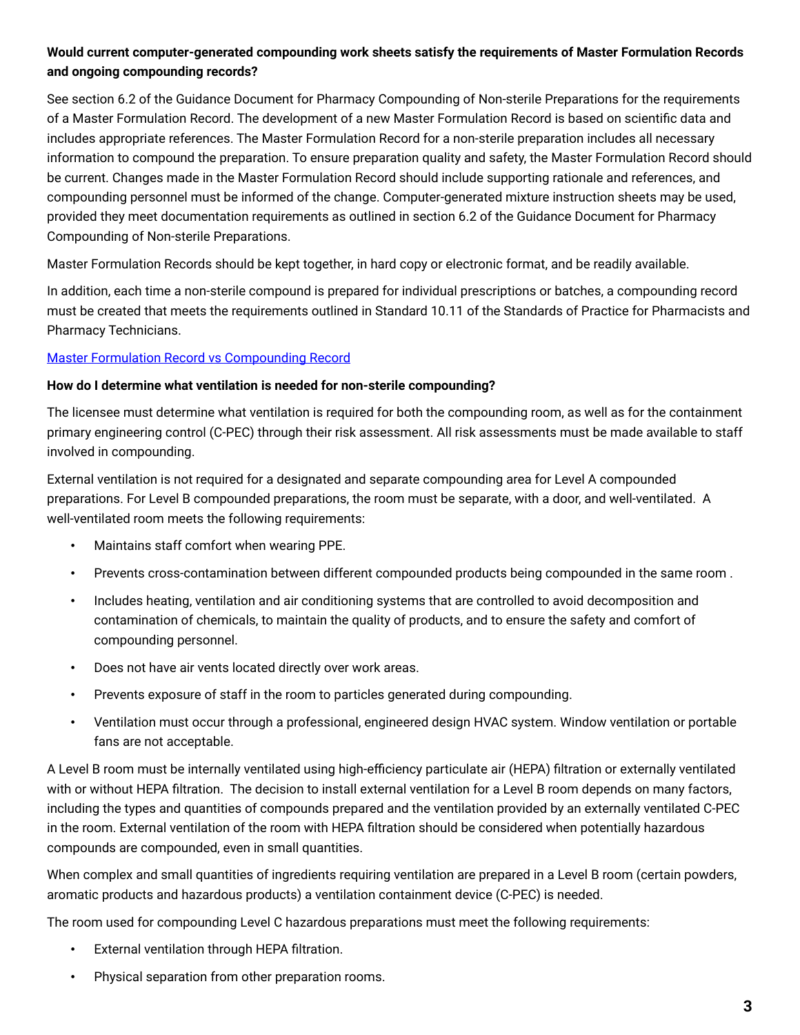**Would current computer-generated compounding work sheets satisfy the requirements of Master Formulation Records and ongoing compounding records?**

See section 6.2 of the Guidance Document for Pharmacy Compounding of Non-sterile Preparations for the requirements of a Master Formulation Record. The development of a new Master Formulation Record is based on scientific data and includes appropriate references. The Master Formulation Record for a non-sterile preparation includes all necessary information to compound the preparation. To ensure preparation quality and safety, the Master Formulation Record should be current. Changes made in the Master Formulation Record should include supporting rationale and references, and compounding personnel must be informed of the change. Computer-generated mixture instruction sheets may be used, provided they meet documentation requirements as outlined in section 6.2 of the Guidance Document for Pharmacy Compounding of Non-sterile Preparations.

Master Formulation Records should be kept together, in hard copy or electronic format, and be readily available.

In addition, each time a non-sterile compound is prepared for individual prescriptions or batches, a compounding record must be created that meets the requirements outlined in Standard 10.11 of the Standards of Practice for Pharmacists and Pharmacy Technicians.

Master Formulation Record vs Compounding Record

**How do I determine what ventilation is needed for non-sterile compounding?**

The licensee must determine what ventilation is required for both the compounding room, as well as for the containment primary engineering control (C-PEC) through their risk assessment. All risk assessments must be made available to staff involved in compounding.

External ventilation is not required for a designated and separate compounding area for Level A compounded preparations. For Level B compounded preparations, the room must be separate, with a door, and well-ventilated. A well-ventilated room meets the following requirements:

- Maintains staff comfort when wearing PPE.
- Prevents cross-contamination between different compounded products being compounded in the same room .
- Includes heating, ventilation and air conditioning systems that are controlled to avoid decomposition and contamination of chemicals, to maintain the quality of products, and to ensure the safety and comfort of compounding personnel.
- Does not have air vents located directly over work areas.
- Prevents exposure of staff in the room to particles generated during compounding.
- Ventilation must occur through a professional, engineered design HVAC system. Window ventilation or portable fans are not acceptable.

A Level B room must be internally ventilated using high-efficiency particulate air (HEPA) filtration or externally ventilated with or without HEPA filtration. The decision to install external ventilation for a Level B room depends on many factors, including the types and quantities of compounds prepared and the ventilation provided by an externally ventilated C-PEC in the room. External ventilation of the room with HEPA filtration should be considered when potentially hazardous compounds are compounded, even in small quantities.

When complex and small quantities of ingredients requiring ventilation are prepared in a Level B room (certain powders, aromatic products and hazardous products) a ventilation containment device (C-PEC) is needed.

The room used for compounding Level C hazardous preparations must meet the following requirements:

- External ventilation through HEPA filtration.
- Physical separation from other preparation rooms.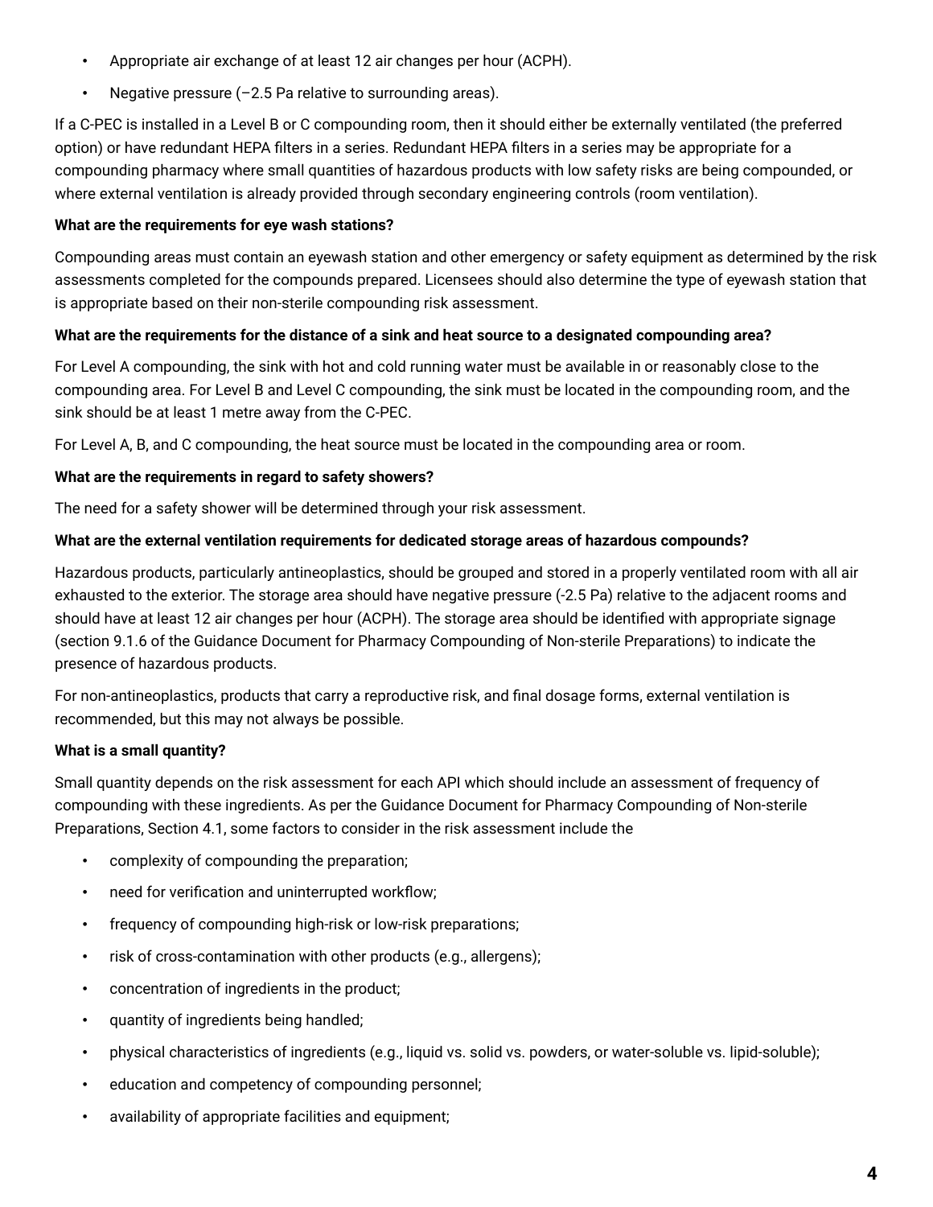- Appropriate air exchange of at least 12 air changes per hour (ACPH).
- Negative pressure (–2.5 Pa relative to surrounding areas).

If a C-PEC is installed in a Level B or C compounding room, then it should either be externally ventilated (the preferred option) or have redundant HEPA filters in a series. Redundant HEPA filters in a series may be appropriate for a compounding pharmacy where small quantities of hazardous products with low safety risks are being compounded, or where external ventilation is already provided through secondary engineering controls (room ventilation).

**What are the requirements for eye wash stations?**

Compounding areas must contain an eyewash station and other emergency or safety equipment as determined by the risk assessments completed for the compounds prepared. Licensees should also determine the type of eyewash station that is appropriate based on their non-sterile compounding risk assessment.

**What are the requirements for the distance of a sink and heat source to a designated compounding area?**

For Level A compounding, the sink with hot and cold running water must be available in or reasonably close to the compounding area. For Level B and Level C compounding, the sink must be located in the compounding room, and the sink should be at least 1 metre away from the C-PEC.

For Level A, B, and C compounding, the heat source must be located in the compounding area or room.

**What are the requirements in regard to safety showers?**

The need for a safety shower will be determined through your risk assessment.

**What are the external ventilation requirements for dedicated storage areas of hazardous compounds?**

Hazardous products, particularly antineoplastics, should be grouped and stored in a properly ventilated room with all air exhausted to the exterior. The storage area should have negative pressure (-2.5 Pa) relative to the adjacent rooms and should have at least 12 air changes per hour (ACPH). The storage area should be identified with appropriate signage (section 9.1.6 of the Guidance Document for Pharmacy Compounding of Non-sterile Preparations) to indicate the presence of hazardous products.

For non-antineoplastics, products that carry a reproductive risk, and final dosage forms, external ventilation is recommended, but this may not always be possible.

**What is a small quantity?**

Small quantity depends on the risk assessment for each API which should include an assessment of frequency of compounding with these ingredients. As per the Guidance Document for Pharmacy Compounding of Non-sterile Preparations, Section 4.1, some factors to consider in the risk assessment include the

- complexity of compounding the preparation;
- need for verification and uninterrupted workflow;
- frequency of compounding high-risk or low-risk preparations;
- risk of cross-contamination with other products (e.g., allergens);
- concentration of ingredients in the product;
- quantity of ingredients being handled;
- physical characteristics of ingredients (e.g., liquid vs. solid vs. powders, or water-soluble vs. lipid-soluble);
- education and competency of compounding personnel;
- availability of appropriate facilities and equipment;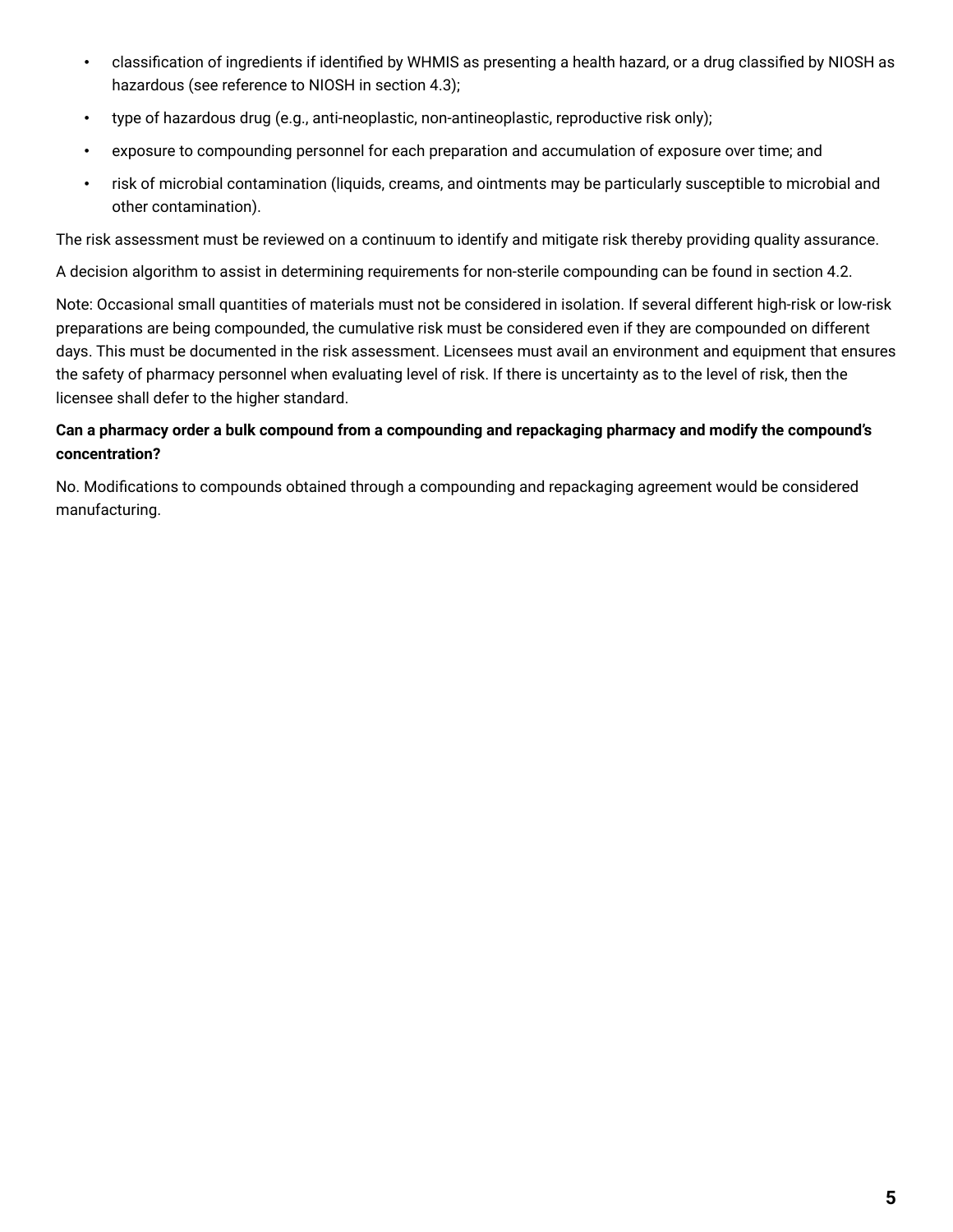- classification of ingredients if identified by WHMIS as presenting a health hazard, or a drug classified by NIOSH as hazardous (see reference to NIOSH in section 4.3);
- type of hazardous drug (e.g., anti-neoplastic, non-antineoplastic, reproductive risk only);
- exposure to compounding personnel for each preparation and accumulation of exposure over time; and
- risk of microbial contamination (liquids, creams, and ointments may be particularly susceptible to microbial and other contamination).

The risk assessment must be reviewed on a continuum to identify and mitigate risk thereby providing quality assurance.

A decision algorithm to assist in determining requirements for non-sterile compounding can be found in section 4.2.

Note: Occasional small quantities of materials must not be considered in isolation. If several different high-risk or low-risk preparations are being compounded, the cumulative risk must be considered even if they are compounded on different days. This must be documented in the risk assessment. Licensees must avail an environment and equipment that ensures the safety of pharmacy personnel when evaluating level of risk. If there is uncertainty as to the level of risk, then the licensee shall defer to the higher standard.

**Can a pharmacy order a bulk compound from a compounding and repackaging pharmacy and modify the compound's concentration?**

No. Modifications to compounds obtained through a compounding and repackaging agreement would be considered manufacturing.